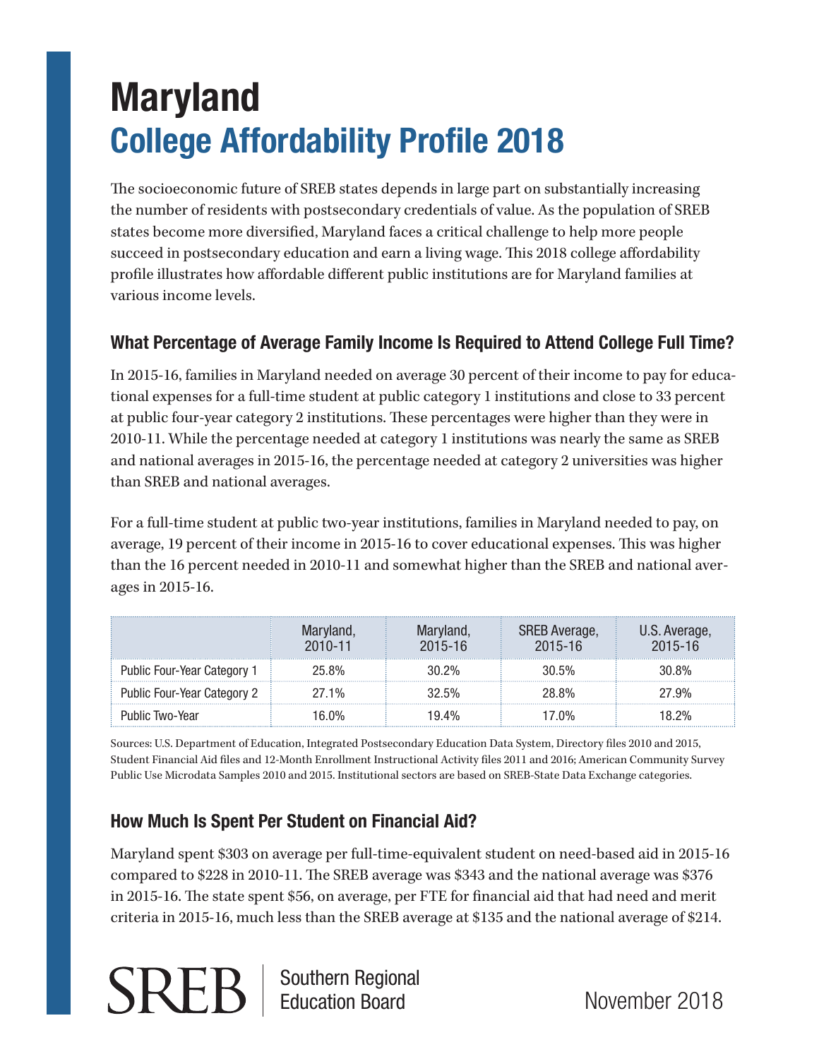# Maryland

## College Affordability Profile 2018

The socioeconomic future of SREB states depends in large part on substantially increasing the number of residents with postsecondary credentials of value. As the population of SREB states become more diversified, Maryland faces a critical challenge to help more people succeed in postsecondary education and earn a living wage. This 2018 college affordability profile illustrates how affordable different public institutions are for Maryland families at various income levels.

### What Percentage of Average Family Income Is Required to Attend College Full Time?

In 2015-16, families in Maryland needed on average 30 percent of their income to pay for educational expenses for a full-time student at public category 1 institutions and close to 33 percent at public four-year category 2 institutions. These percentages were higher than they were in 2010-11. While the percentage needed at category 1 institutions was nearly the same as SREB and national averages in 2015-16, the percentage needed at category 2 universities was higher than SREB and national averages.

For a full-time student at public two-year institutions, families in Maryland needed to pay, on average, 19 percent of their income in 2015-16 to cover educational expenses. This was higher than the 16 percent needed in 2010-11 and somewhat higher than the SREB and national averages in 2015-16.

| | Maryland, 2010-11 | Maryland, 2015-16 | SREB Average, 2015-16 | U.S. Average, 2015-16 |
|---|---|---|---|---|
| Public Four-Year Category 1 | 25.8% | 30.2% | 30.5% | 30.8% |
| Public Four-Year Category 2 | 27.1% | 32.5% | 28.8% | 27.9% |
| Public Two-Year | 16.0% | 19.4% | 17.0% | 18.2% |

Sources: U.S. Department of Education, Integrated Postsecondary Education Data System, Directory files 2010 and 2015, Student Financial Aid files and 12-Month Enrollment Instructional Activity files 2011 and 2016; American Community Survey Public Use Microdata Samples 2010 and 2015. Institutional sectors are based on SREB-State Data Exchange categories.

### How Much Is Spent Per Student on Financial Aid?

Maryland spent $303 on average per full-time-equivalent student on need-based aid in 2015-16 compared to $228 in 2010-11. The SREB average was $343 and the national average was $376 in 2015-16. The state spent $56, on average, per FTE for financial aid that had need and merit criteria in 2015-16, much less than the SREB average at $135 and the national average of $214.

SREB | Southern Regional Education Board

November 2018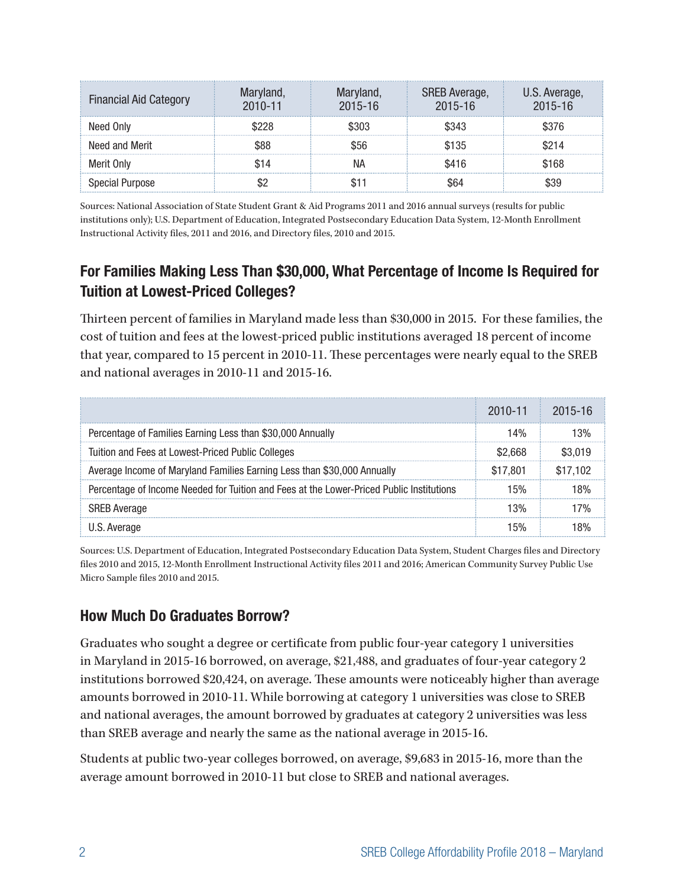| Financial Aid Category | Maryland, 2010-11 | Maryland, 2015-16 | SREB Average, 2015-16 | U.S. Average, 2015-16 |
|---|---|---|---|---|
| Need Only | $228 | $303 | $343 | $376 |
| Need and Merit | $88 | $56 | $135 | $214 |
| Merit Only | $14 | NA | $416 | $168 |
| Special Purpose | $2 | $11 | $64 | $39 |

Sources: National Association of State Student Grant & Aid Programs 2011 and 2016 annual surveys (results for public institutions only); U.S. Department of Education, Integrated Postsecondary Education Data System, 12-Month Enrollment Instructional Activity files, 2011 and 2016, and Directory files, 2010 and 2015.

## For Families Making Less Than $30,000, What Percentage of Income Is Required for Tuition at Lowest-Priced Colleges?

Thirteen percent of families in Maryland made less than $30,000 in 2015. For these families, the cost of tuition and fees at the lowest-priced public institutions averaged 18 percent of income that year, compared to 15 percent in 2010-11. These percentages were nearly equal to the SREB and national averages in 2010-11 and 2015-16.

| | 2010-11 | 2015-16 |
|---|---|---|
| Percentage of Families Earning Less than $30,000 Annually | 14% | 13% |
| Tuition and Fees at Lowest-Priced Public Colleges | $2,668 | $3,019 |
| Average Income of Maryland Families Earning Less than $30,000 Annually | $17,801 | $17,102 |
| Percentage of Income Needed for Tuition and Fees at the Lower-Priced Public Institutions | 15% | 18% |
| SREB Average | 13% | 17% |
| U.S. Average | 15% | 18% |

Sources: U.S. Department of Education, Integrated Postsecondary Education Data System, Student Charges files and Directory files 2010 and 2015, 12-Month Enrollment Instructional Activity files 2011 and 2016; American Community Survey Public Use Micro Sample files 2010 and 2015.

## How Much Do Graduates Borrow?

Graduates who sought a degree or certificate from public four-year category 1 universities in Maryland in 2015-16 borrowed, on average, $21,488, and graduates of four-year category 2 institutions borrowed $20,424, on average. These amounts were noticeably higher than average amounts borrowed in 2010-11. While borrowing at category 1 universities was close to SREB and national averages, the amount borrowed by graduates at category 2 universities was less than SREB average and nearly the same as the national average in 2015-16.

Students at public two-year colleges borrowed, on average, $9,683 in 2015-16, more than the average amount borrowed in 2010-11 but close to SREB and national averages.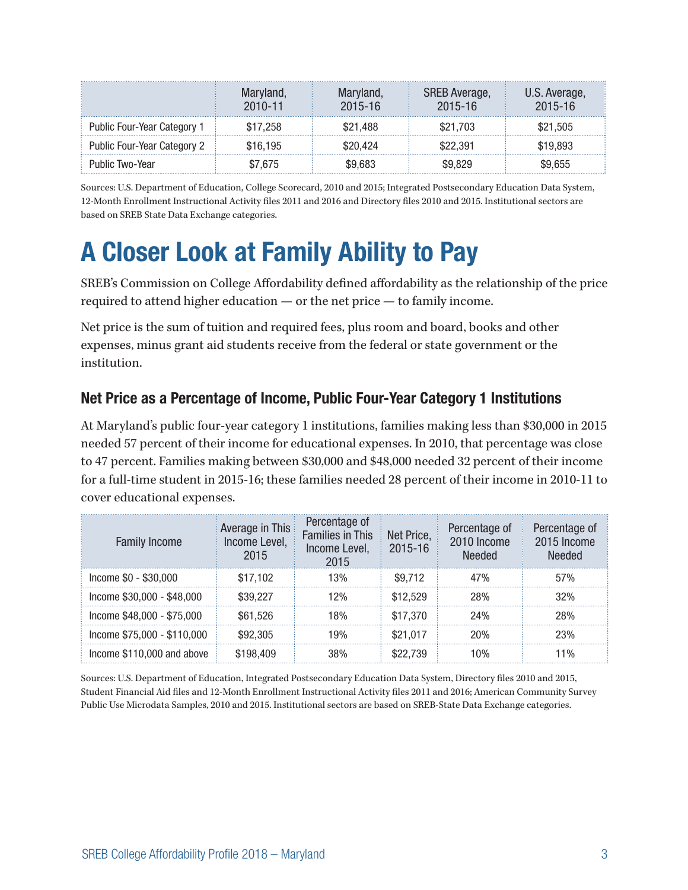| | Maryland, 2010-11 | Maryland, 2015-16 | SREB Average, 2015-16 | U.S. Average, 2015-16 |
|---|---|---|---|---|
| Public Four-Year Category 1 | $17,258 | $21,488 | $21,703 | $21,505 |
| Public Four-Year Category 2 | $16,195 | $20,424 | $22,391 | $19,893 |
| Public Two-Year | $7,675 | $9,683 | $9,829 | $9,655 |

Sources: U.S. Department of Education, College Scorecard, 2010 and 2015; Integrated Postsecondary Education Data System, 12-Month Enrollment Instructional Activity files 2011 and 2016 and Directory files 2010 and 2015. Institutional sectors are based on SREB State Data Exchange categories.

# A Closer Look at Family Ability to Pay

SREB's Commission on College Affordability defined affordability as the relationship of the price required to attend higher education — or the net price — to family income.

Net price is the sum of tuition and required fees, plus room and board, books and other expenses, minus grant aid students receive from the federal or state government or the institution.

### Net Price as a Percentage of Income, Public Four-Year Category 1 Institutions

At Maryland's public four-year category 1 institutions, families making less than $30,000 in 2015 needed 57 percent of their income for educational expenses. In 2010, that percentage was close to 47 percent. Families making between $30,000 and $48,000 needed 32 percent of their income for a full-time student in 2015-16; these families needed 28 percent of their income in 2010-11 to cover educational expenses.

| Family Income | Average in This Income Level, 2015 | Percentage of Families in This Income Level, 2015 | Net Price, 2015-16 | Percentage of 2010 Income Needed | Percentage of 2015 Income Needed |
|---|---|---|---|---|---|
| Income $0 - $30,000 | $17,102 | 13% | $9,712 | 47% | 57% |
| Income $30,000 - $48,000 | $39,227 | 12% | $12,529 | 28% | 32% |
| Income $48,000 - $75,000 | $61,526 | 18% | $17,370 | 24% | 28% |
| Income $75,000 - $110,000 | $92,305 | 19% | $21,017 | 20% | 23% |
| Income $110,000 and above | $198,409 | 38% | $22,739 | 10% | 11% |

Sources: U.S. Department of Education, Integrated Postsecondary Education Data System, Directory files 2010 and 2015, Student Financial Aid files and 12-Month Enrollment Instructional Activity files 2011 and 2016; American Community Survey Public Use Microdata Samples, 2010 and 2015. Institutional sectors are based on SREB-State Data Exchange categories.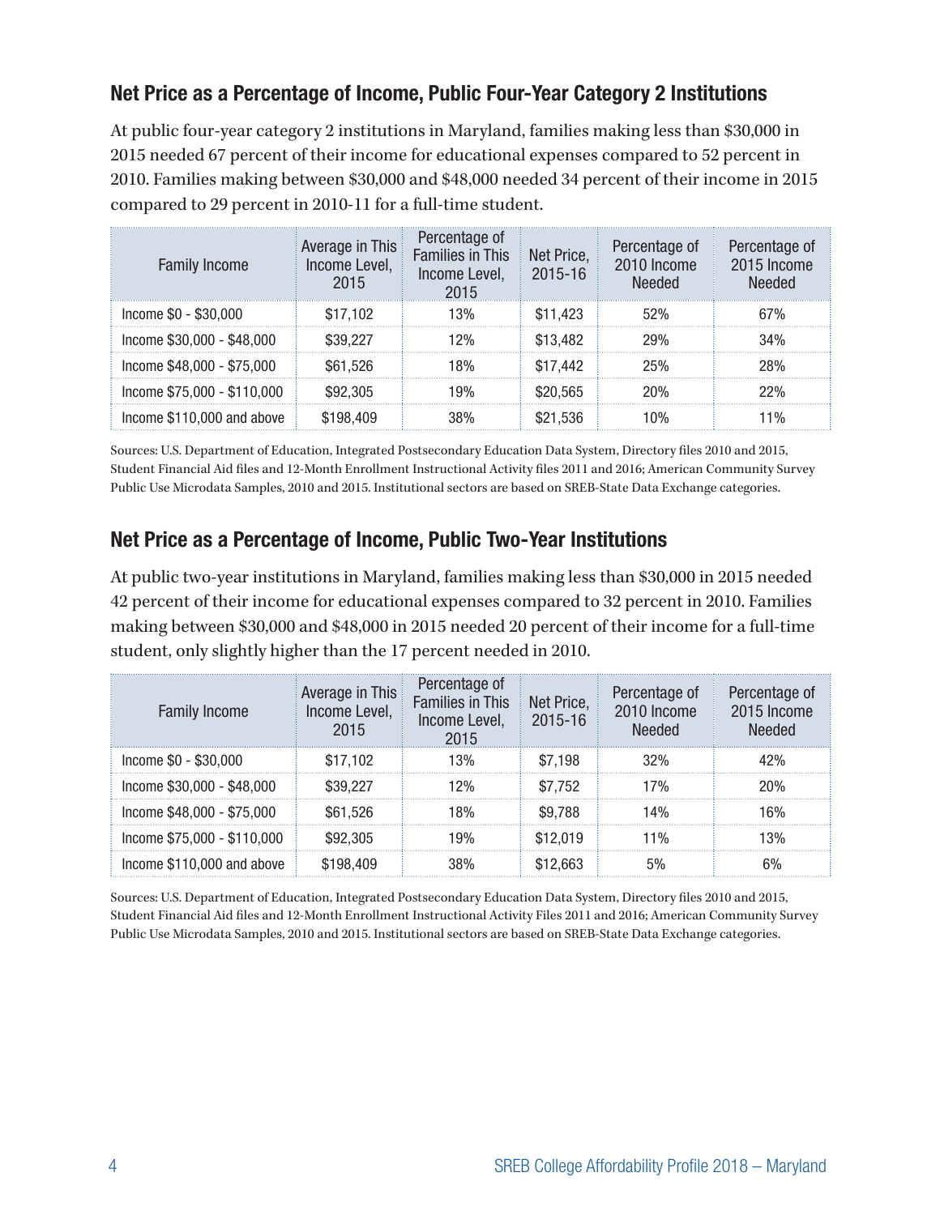## Net Price as a Percentage of Income, Public Four-Year Category 2 Institutions

At public four-year category 2 institutions in Maryland, families making less than $30,000 in 2015 needed 67 percent of their income for educational expenses compared to 52 percent in 2010. Families making between $30,000 and $48,000 needed 34 percent of their income in 2015 compared to 29 percent in 2010-11 for a full-time student.

| Family Income | Average in This Income Level, 2015 | Percentage of Families in This Income Level, 2015 | Net Price, 2015-16 | Percentage of 2010 Income Needed | Percentage of 2015 Income Needed |
|---|---|---|---|---|---|
| Income $0 - $30,000 | $17,102 | 13% | $11,423 | 52% | 67% |
| Income $30,000 - $48,000 | $39,227 | 12% | $13,482 | 29% | 34% |
| Income $48,000 - $75,000 | $61,526 | 18% | $17,442 | 25% | 28% |
| Income $75,000 - $110,000 | $92,305 | 19% | $20,565 | 20% | 22% |
| Income $110,000 and above | $198,409 | 38% | $21,536 | 10% | 11% |

Sources: U.S. Department of Education, Integrated Postsecondary Education Data System, Directory files 2010 and 2015, Student Financial Aid files and 12-Month Enrollment Instructional Activity files 2011 and 2016; American Community Survey Public Use Microdata Samples, 2010 and 2015. Institutional sectors are based on SREB-State Data Exchange categories.

## Net Price as a Percentage of Income, Public Two-Year Institutions

At public two-year institutions in Maryland, families making less than $30,000 in 2015 needed 42 percent of their income for educational expenses compared to 32 percent in 2010. Families making between $30,000 and $48,000 in 2015 needed 20 percent of their income for a full-time student, only slightly higher than the 17 percent needed in 2010.

| Family Income | Average in This Income Level, 2015 | Percentage of Families in This Income Level, 2015 | Net Price, 2015-16 | Percentage of 2010 Income Needed | Percentage of 2015 Income Needed |
|---|---|---|---|---|---|
| Income $0 - $30,000 | $17,102 | 13% | $7,198 | 32% | 42% |
| Income $30,000 - $48,000 | $39,227 | 12% | $7,752 | 17% | 20% |
| Income $48,000 - $75,000 | $61,526 | 18% | $9,788 | 14% | 16% |
| Income $75,000 - $110,000 | $92,305 | 19% | $12,019 | 11% | 13% |
| Income $110,000 and above | $198,409 | 38% | $12,663 | 5% | 6% |

Sources: U.S. Department of Education, Integrated Postsecondary Education Data System, Directory files 2010 and 2015, Student Financial Aid files and 12-Month Enrollment Instructional Activity Files 2011 and 2016; American Community Survey Public Use Microdata Samples, 2010 and 2015. Institutional sectors are based on SREB-State Data Exchange categories.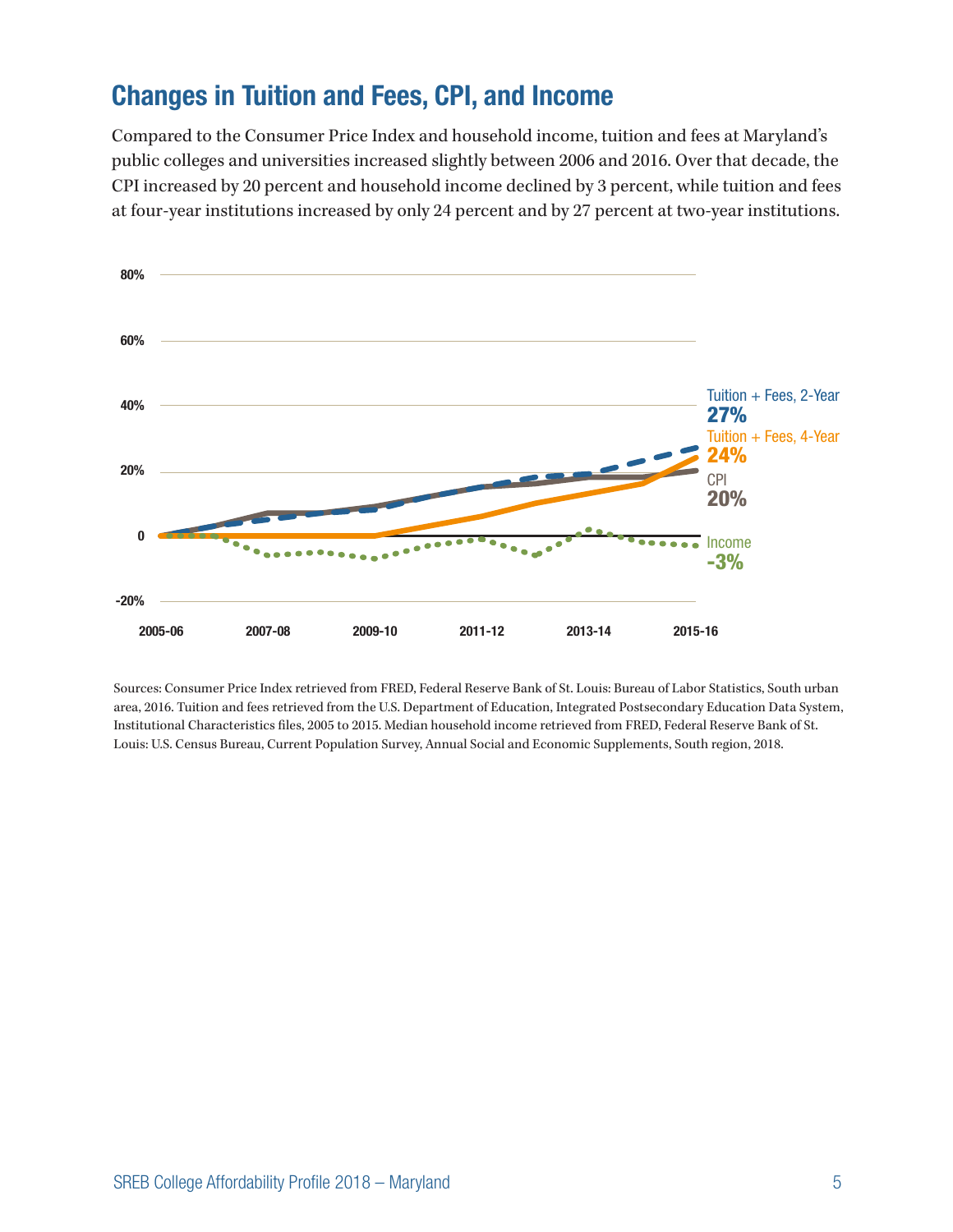## Changes in Tuition and Fees, CPI, and Income

Compared to the Consumer Price Index and household income, tuition and fees at Maryland's public colleges and universities increased slightly between 2006 and 2016. Over that decade, the CPI increased by 20 percent and household income declined by 3 percent, while tuition and fees at four-year institutions increased by only 24 percent and by 27 percent at two-year institutions.

80%

60%

40%

20%

0

-20%

2005-06 2007-08 2009-10 2011-12 2013-14 2015-16

Tuition + Fees, 2-Year **27%**

Tuition + Fees, 4-Year **24%**

CPI **20%**

Income **-3%**

Sources: Consumer Price Index retrieved from FRED, Federal Reserve Bank of St. Louis: Bureau of Labor Statistics, South urban area, 2016. Tuition and fees retrieved from the U.S. Department of Education, Integrated Postsecondary Education Data System, Institutional Characteristics files, 2005 to 2015. Median household income retrieved from FRED, Federal Reserve Bank of St. Louis: U.S. Census Bureau, Current Population Survey, Annual Social and Economic Supplements, South region, 2018.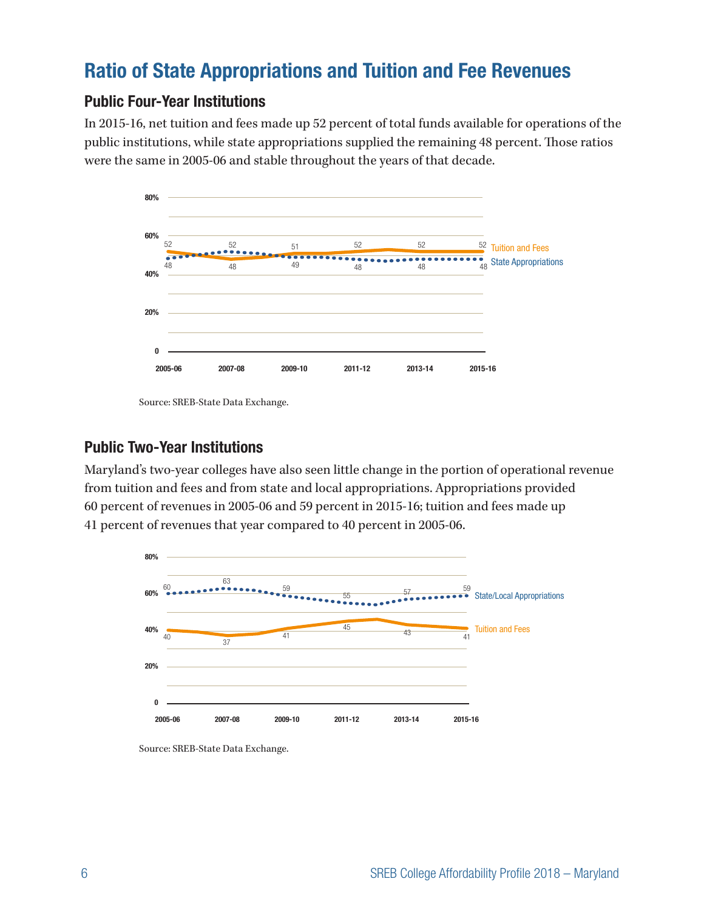# Ratio of State Appropriations and Tuition and Fee Revenues

## Public Four-Year Institutions

In 2015-16, net tuition and fees made up 52 percent of total funds available for operations of the public institutions, while state appropriations supplied the remaining 48 percent. Those ratios were the same in 2005-06 and stable throughout the years of that decade.

| | 2005-06 | 2007-08 | 2009-10 | 2011-12 | 2013-14 | 2015-16 |
|---|---|---|---|---|---|---|
| Tuition and Fees | 52 | 48 | 51 | 52 | 52 | 52 |
| State Appropriations | 48 | 52 | 49 | 48 | 48 | 48 |

Source: SREB-State Data Exchange.

## Public Two-Year Institutions

Maryland's two-year colleges have also seen little change in the portion of operational revenue from tuition and fees and from state and local appropriations. Appropriations provided 60 percent of revenues in 2005-06 and 59 percent in 2015-16; tuition and fees made up 41 percent of revenues that year compared to 40 percent in 2005-06.

| | 2005-06 | 2007-08 | 2009-10 | 2011-12 | 2013-14 | 2015-16 |
|---|---|---|---|---|---|---|
| State/Local Appropriations | 60 | 63 | 59 | 55 | 57 | 59 |
| Tuition and Fees | 40 | 37 | 41 | 45 | 43 | 41 |

Source: SREB-State Data Exchange.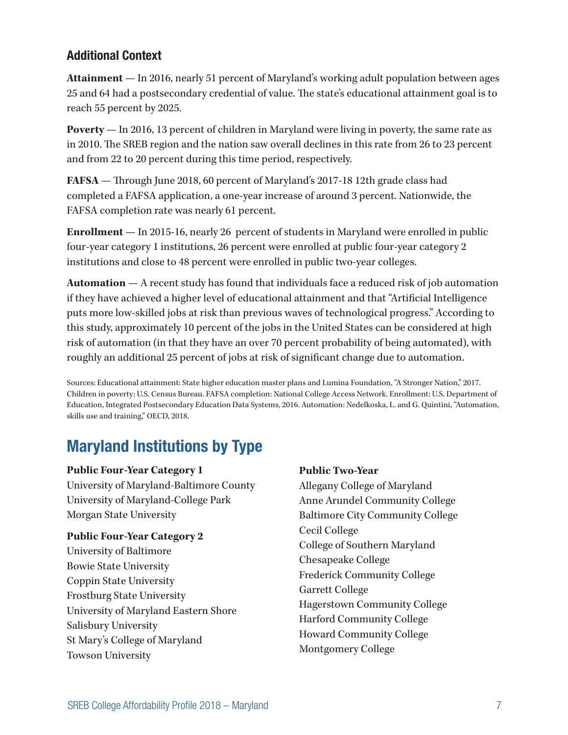### Additional Context

**Attainment** — In 2016, nearly 51 percent of Maryland's working adult population between ages 25 and 64 had a postsecondary credential of value. The state's educational attainment goal is to reach 55 percent by 2025.

**Poverty** — In 2016, 13 percent of children in Maryland were living in poverty, the same rate as in 2010. The SREB region and the nation saw overall declines in this rate from 26 to 23 percent and from 22 to 20 percent during this time period, respectively.

**FAFSA** — Through June 2018, 60 percent of Maryland's 2017-18 12th grade class had completed a FAFSA application, a one-year increase of around 3 percent. Nationwide, the FAFSA completion rate was nearly 61 percent.

**Enrollment** — In 2015-16, nearly 26 percent of students in Maryland were enrolled in public four-year category 1 institutions, 26 percent were enrolled at public four-year category 2 institutions and close to 48 percent were enrolled in public two-year colleges.

**Automation** — A recent study has found that individuals face a reduced risk of job automation if they have achieved a higher level of educational attainment and that "Artificial Intelligence puts more low-skilled jobs at risk than previous waves of technological progress." According to this study, approximately 10 percent of the jobs in the United States can be considered at high risk of automation (in that they have an over 70 percent probability of being automated), with roughly an additional 25 percent of jobs at risk of significant change due to automation.

Sources: Educational attainment: State higher education master plans and Lumina Foundation, "A Stronger Nation," 2017. Children in poverty: U.S. Census Bureau. FAFSA completion: National College Access Network. Enrollment: U.S. Department of Education, Integrated Postsecondary Education Data Systems, 2016. Automation: Nedelkoska, L. and G. Quintini, "Automation, skills use and training," OECD, 2018.

## Maryland Institutions by Type

**Public Four-Year Category 1**
University of Maryland-Baltimore County
University of Maryland-College Park
Morgan State University

**Public Four-Year Category 2**
University of Baltimore
Bowie State University
Coppin State University
Frostburg State University
University of Maryland Eastern Shore
Salisbury University
St Mary's College of Maryland
Towson University

**Public Two-Year**
Allegany College of Maryland
Anne Arundel Community College
Baltimore City Community College
Cecil College
College of Southern Maryland
Chesapeake College
Frederick Community College
Garrett College
Hagerstown Community College
Harford Community College
Howard Community College
Montgomery College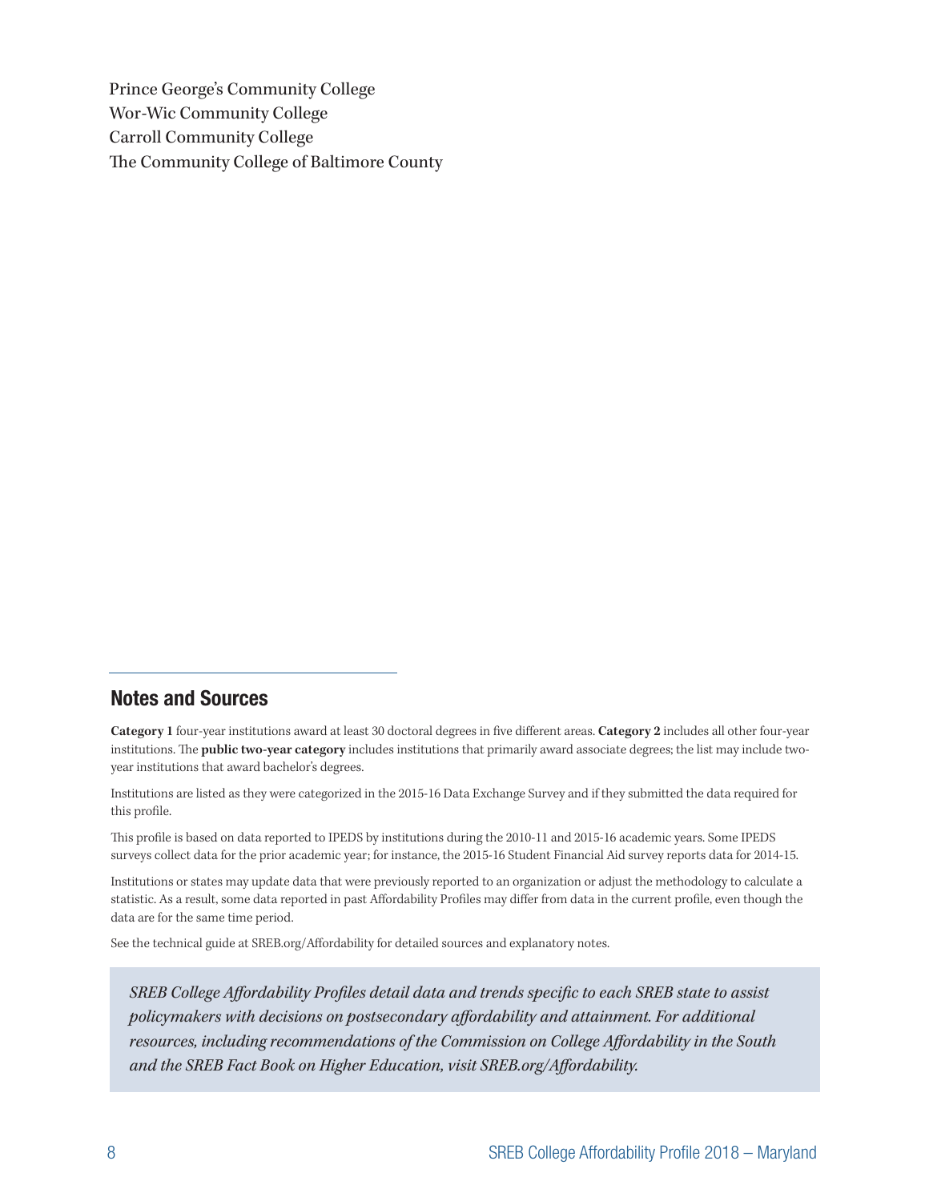Prince George's Community College
Wor-Wic Community College
Carroll Community College
The Community College of Baltimore County

## Notes and Sources

**Category 1** four-year institutions award at least 30 doctoral degrees in five different areas. **Category 2** includes all other four-year institutions. The **public two-year category** includes institutions that primarily award associate degrees; the list may include two-year institutions that award bachelor's degrees.

Institutions are listed as they were categorized in the 2015-16 Data Exchange Survey and if they submitted the data required for this profile.

This profile is based on data reported to IPEDS by institutions during the 2010-11 and 2015-16 academic years. Some IPEDS surveys collect data for the prior academic year; for instance, the 2015-16 Student Financial Aid survey reports data for 2014-15.

Institutions or states may update data that were previously reported to an organization or adjust the methodology to calculate a statistic. As a result, some data reported in past Affordability Profiles may differ from data in the current profile, even though the data are for the same time period.

See the technical guide at SREB.org/Affordability for detailed sources and explanatory notes.

*SREB College Affordability Profiles detail data and trends specific to each SREB state to assist policymakers with decisions on postsecondary affordability and attainment. For additional resources, including recommendations of the Commission on College Affordability in the South and the SREB Fact Book on Higher Education, visit SREB.org/Affordability.*